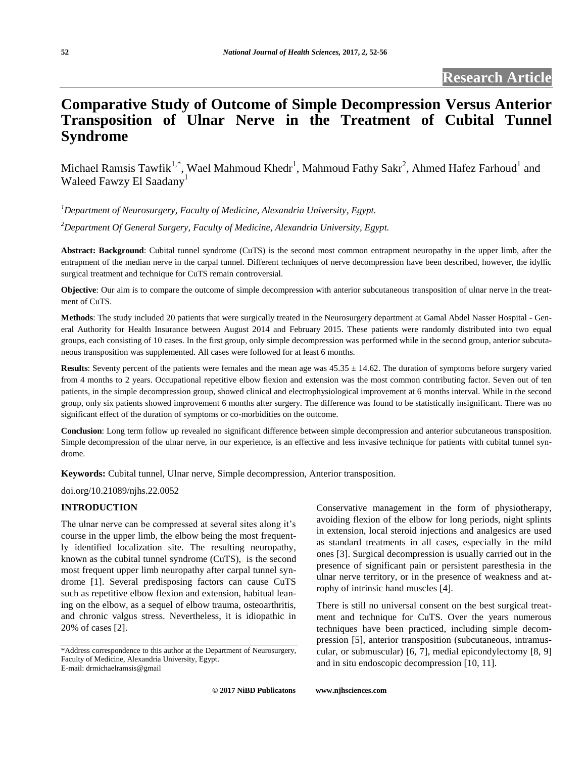Research Article

# Comparative Study of Outcome of Simple Decompression Versus Anterior Transposition of Ulnar Nerve in the Treatment of Cubital Tunnel Syndrome

Michael Ramsis Tawfik[1,*], Wael Mahmoud Khedr[1], Mahmoud Fathy Sakr[2], Ahmed Hafez Farhoud[1] and Waleed Fawzy El Saadany[1]

*[1]Department of Neurosurgery, Faculty of Medicine, Alexandria University, Egypt.*

*[2]Department Of General Surgery, Faculty of Medicine, Alexandria University, Egypt.*

**Abstract: Background**: Cubital tunnel syndrome (CuTS) is the second most common entrapment neuropathy in the upper limb, after the entrapment of the median nerve in the carpal tunnel. Different techniques of nerve decompression have been described, however, the idyllic surgical treatment and technique for CuTS remain controversial.

**Objective**: Our aim is to compare the outcome of simple decompression with anterior subcutaneous transposition of ulnar nerve in the treatment of CuTS.

**Methods**: The study included 20 patients that were surgically treated in the Neurosurgery department at Gamal Abdel Nasser Hospital - General Authority for Health Insurance between August 2014 and February 2015. These patients were randomly distributed into two equal groups, each consisting of 10 cases. In the first group, only simple decompression was performed while in the second group, anterior subcutaneous transposition was supplemented. All cases were followed for at least 6 months.

**Results**: Seventy percent of the patients were females and the mean age was $45.35 \pm 14.62$. The duration of symptoms before surgery varied from 4 months to 2 years. Occupational repetitive elbow flexion and extension was the most common contributing factor. Seven out of ten patients, in the simple decompression group, showed clinical and electrophysiological improvement at 6 months interval. While in the second group, only six patients showed improvement 6 months after surgery. The difference was found to be statistically insignificant. There was no significant effect of the duration of symptoms or co-morbidities on the outcome.

**Conclusion**: Long term follow up revealed no significant difference between simple decompression and anterior subcutaneous transposition. Simple decompression of the ulnar nerve, in our experience, is an effective and less invasive technique for patients with cubital tunnel syndrome.

**Keywords:** Cubital tunnel, Ulnar nerve, Simple decompression, Anterior transposition.

doi.org/10.21089/njhs.22.0052

## INTRODUCTION

The ulnar nerve can be compressed at several sites along it's course in the upper limb, the elbow being the most frequently identified localization site. The resulting neuropathy, known as the cubital tunnel syndrome (CuTS),, is the second most frequent upper limb neuropathy after carpal tunnel syndrome [1]. Several predisposing factors can cause CuTS such as repetitive elbow flexion and extension, habitual leaning on the elbow, as a sequel of elbow trauma, osteoarthritis, and chronic valgus stress. Nevertheless, it is idiopathic in 20% of cases [2].

Conservative management in the form of physiotherapy, avoiding flexion of the elbow for long periods, night splints in extension, local steroid injections and analgesics are used as standard treatments in all cases, especially in the mild ones [3]. Surgical decompression is usually carried out in the presence of significant pain or persistent paresthesia in the ulnar nerve territory, or in the presence of weakness and atrophy of intrinsic hand muscles [4].

There is still no universal consent on the best surgical treatment and technique for CuTS. Over the years numerous techniques have been practiced, including simple decompression [5], anterior transposition (subcutaneous, intramuscular, or submuscular) [6, 7], medial epicondylectomy [8, 9] and in situ endoscopic decompression [10, 11].

*Address correspondence to this author at the Department of Neurosurgery, Faculty of Medicine, Alexandria University, Egypt.
E-mail: drmichaelramsis@gmail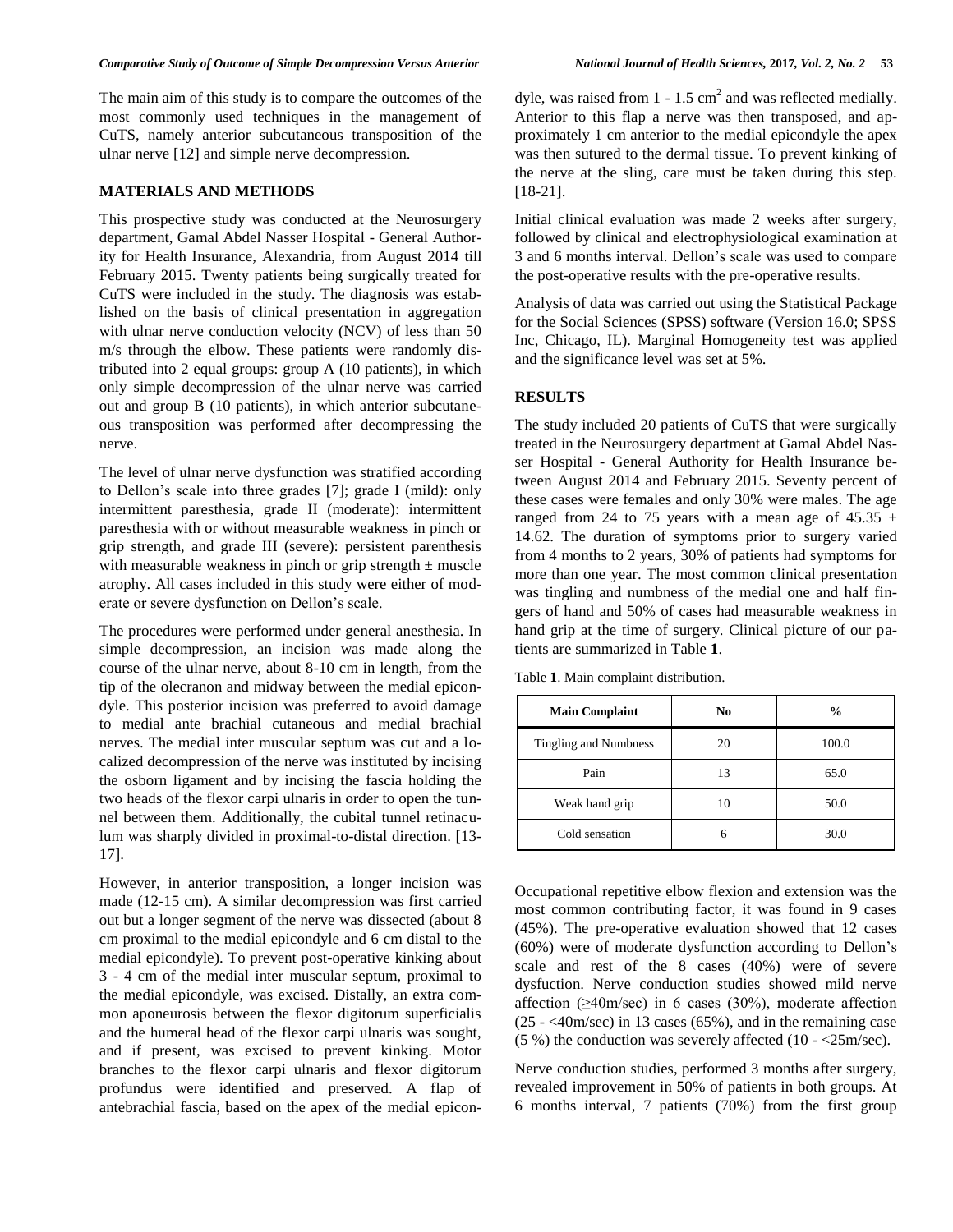The main aim of this study is to compare the outcomes of the most commonly used techniques in the management of CuTS, namely anterior subcutaneous transposition of the ulnar nerve [12] and simple nerve decompression.

## MATERIALS AND METHODS

This prospective study was conducted at the Neurosurgery department, Gamal Abdel Nasser Hospital - General Authority for Health Insurance, Alexandria, from August 2014 till February 2015. Twenty patients being surgically treated for CuTS were included in the study. The diagnosis was established on the basis of clinical presentation in aggregation with ulnar nerve conduction velocity (NCV) of less than 50 m/s through the elbow. These patients were randomly distributed into 2 equal groups: group A (10 patients), in which only simple decompression of the ulnar nerve was carried out and group B (10 patients), in which anterior subcutaneous transposition was performed after decompressing the nerve.

The level of ulnar nerve dysfunction was stratified according to Dellon's scale into three grades [7]; grade I (mild): only intermittent paresthesia, grade II (moderate): intermittent paresthesia with or without measurable weakness in pinch or grip strength, and grade III (severe): persistent parenthesis with measurable weakness in pinch or grip strength ± muscle atrophy. All cases included in this study were either of moderate or severe dysfunction on Dellon's scale.

The procedures were performed under general anesthesia. In simple decompression, an incision was made along the course of the ulnar nerve, about 8-10 cm in length, from the tip of the olecranon and midway between the medial epicondyle. This posterior incision was preferred to avoid damage to medial ante brachial cutaneous and medial brachial nerves. The medial inter muscular septum was cut and a localized decompression of the nerve was instituted by incising the osborn ligament and by incising the fascia holding the two heads of the flexor carpi ulnaris in order to open the tunnel between them. Additionally, the cubital tunnel retinaculum was sharply divided in proximal-to-distal direction. [13-17].

However, in anterior transposition, a longer incision was made (12-15 cm). A similar decompression was first carried out but a longer segment of the nerve was dissected (about 8 cm proximal to the medial epicondyle and 6 cm distal to the medial epicondyle). To prevent post-operative kinking about 3 - 4 cm of the medial inter muscular septum, proximal to the medial epicondyle, was excised. Distally, an extra common aponeurosis between the flexor digitorum superficialis and the humeral head of the flexor carpi ulnaris was sought, and if present, was excised to prevent kinking. Motor branches to the flexor carpi ulnaris and flexor digitorum profundus were identified and preserved. A flap of antebrachial fascia, based on the apex of the medial epicondyle, was raised from 1 - 1.5 $cm^2$ and was reflected medially. Anterior to this flap a nerve was then transposed, and approximately 1 cm anterior to the medial epicondyle the apex was then sutured to the dermal tissue. To prevent kinking of the nerve at the sling, care must be taken during this step. [18-21].

Initial clinical evaluation was made 2 weeks after surgery, followed by clinical and electrophysiological examination at 3 and 6 months interval. Dellon's scale was used to compare the post-operative results with the pre-operative results.

Analysis of data was carried out using the Statistical Package for the Social Sciences (SPSS) software (Version 16.0; SPSS Inc, Chicago, IL). Marginal Homogeneity test was applied and the significance level was set at 5%.

## RESULTS

The study included 20 patients of CuTS that were surgically treated in the Neurosurgery department at Gamal Abdel Nasser Hospital - General Authority for Health Insurance between August 2014 and February 2015. Seventy percent of these cases were females and only 30% were males. The age ranged from 24 to 75 years with a mean age of 45.35 ± 14.62. The duration of symptoms prior to surgery varied from 4 months to 2 years, 30% of patients had symptoms for more than one year. The most common clinical presentation was tingling and numbness of the medial one and half fingers of hand and 50% of cases had measurable weakness in hand grip at the time of surgery. Clinical picture of our patients are summarized in Table **1**.

Table **1**. Main complaint distribution.

| Main Complaint | No | % |
|---|---|---|
| Tingling and Numbness | 20 | 100.0 |
| Pain | 13 | 65.0 |
| Weak hand grip | 10 | 50.0 |
| Cold sensation | 6 | 30.0 |

Occupational repetitive elbow flexion and extension was the most common contributing factor, it was found in 9 cases (45%). The pre-operative evaluation showed that 12 cases (60%) were of moderate dysfunction according to Dellon's scale and rest of the 8 cases (40%) were of severe dysfuction. Nerve conduction studies showed mild nerve affection (≥40m/sec) in 6 cases (30%), moderate affection (25 - <40m/sec) in 13 cases (65%), and in the remaining case (5 %) the conduction was severely affected (10 - <25m/sec).

Nerve conduction studies, performed 3 months after surgery, revealed improvement in 50% of patients in both groups. At 6 months interval, 7 patients (70%) from the first group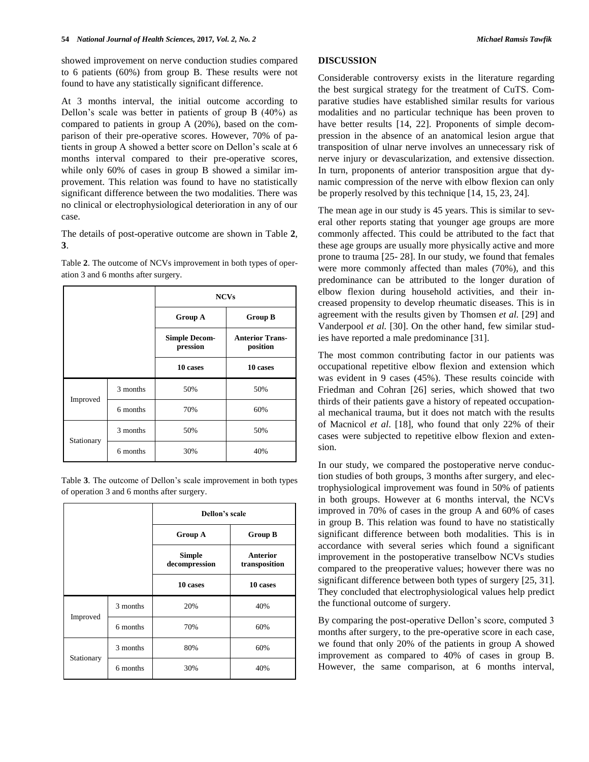showed improvement on nerve conduction studies compared to 6 patients (60%) from group B. These results were not found to have any statistically significant difference.

At 3 months interval, the initial outcome according to Dellon's scale was better in patients of group B (40%) as compared to patients in group A (20%), based on the comparison of their pre-operative scores. However, 70% of patients in group A showed a better score on Dellon's scale at 6 months interval compared to their pre-operative scores, while only 60% of cases in group B showed a similar improvement. This relation was found to have no statistically significant difference between the two modalities. There was no clinical or electrophysiological deterioration in any of our case.

The details of post-operative outcome are shown in Table **2**, **3**.

Table **2**. The outcome of NCVs improvement in both types of operation 3 and 6 months after surgery.

| | | NCVs | |
|---|---|---|---|
| | | **Group A** | **Group B** |
| | | **Simple Decompression** | **Anterior Transposition** |
| | | **10 cases** | **10 cases** |
| Improved | 3 months | 50% | 50% |
| | 6 months | 70% | 60% |
| Stationary | 3 months | 50% | 50% |
| | 6 months | 30% | 40% |

Table **3**. The outcome of Dellon's scale improvement in both types of operation 3 and 6 months after surgery.

| | | Dellon's scale | |
|---|---|---|---|
| | | **Group A** | **Group B** |
| | | **Simple decompression** | **Anterior transposition** |
| | | **10 cases** | **10 cases** |
| Improved | 3 months | 20% | 40% |
| | 6 months | 70% | 60% |
| Stationary | 3 months | 80% | 60% |
| | 6 months | 30% | 40% |

## DISCUSSION

Considerable controversy exists in the literature regarding the best surgical strategy for the treatment of CuTS. Comparative studies have established similar results for various modalities and no particular technique has been proven to have better results [14, 22]. Proponents of simple decompression in the absence of an anatomical lesion argue that transposition of ulnar nerve involves an unnecessary risk of nerve injury or devascularization, and extensive dissection. In turn, proponents of anterior transposition argue that dynamic compression of the nerve with elbow flexion can only be properly resolved by this technique [14, 15, 23, 24].

The mean age in our study is 45 years. This is similar to several other reports stating that younger age groups are more commonly affected. This could be attributed to the fact that these age groups are usually more physically active and more prone to trauma [25- 28]. In our study, we found that females were more commonly affected than males (70%), and this predominance can be attributed to the longer duration of elbow flexion during household activities, and their increased propensity to develop rheumatic diseases. This is in agreement with the results given by Thomsen *et al.* [29] and Vanderpool *et al.* [30]. On the other hand, few similar studies have reported a male predominance [31].

The most common contributing factor in our patients was occupational repetitive elbow flexion and extension which was evident in 9 cases (45%). These results coincide with Friedman and Cohran [26] series, which showed that two thirds of their patients gave a history of repeated occupational mechanical trauma, but it does not match with the results of Macnicol *et al*. [18], who found that only 22% of their cases were subjected to repetitive elbow flexion and extension.

In our study, we compared the postoperative nerve conduction studies of both groups, 3 months after surgery, and electrophysiological improvement was found in 50% of patients in both groups. However at 6 months interval, the NCVs improved in 70% of cases in the group A and 60% of cases in group B. This relation was found to have no statistically significant difference between both modalities. This is in accordance with several series which found a significant improvement in the postoperative transelbow NCVs studies compared to the preoperative values; however there was no significant difference between both types of surgery [25, 31]. They concluded that electrophysiological values help predict the functional outcome of surgery.

By comparing the post-operative Dellon's score, computed 3 months after surgery, to the pre-operative score in each case, we found that only 20% of the patients in group A showed improvement as compared to 40% of cases in group B. However, the same comparison, at 6 months interval,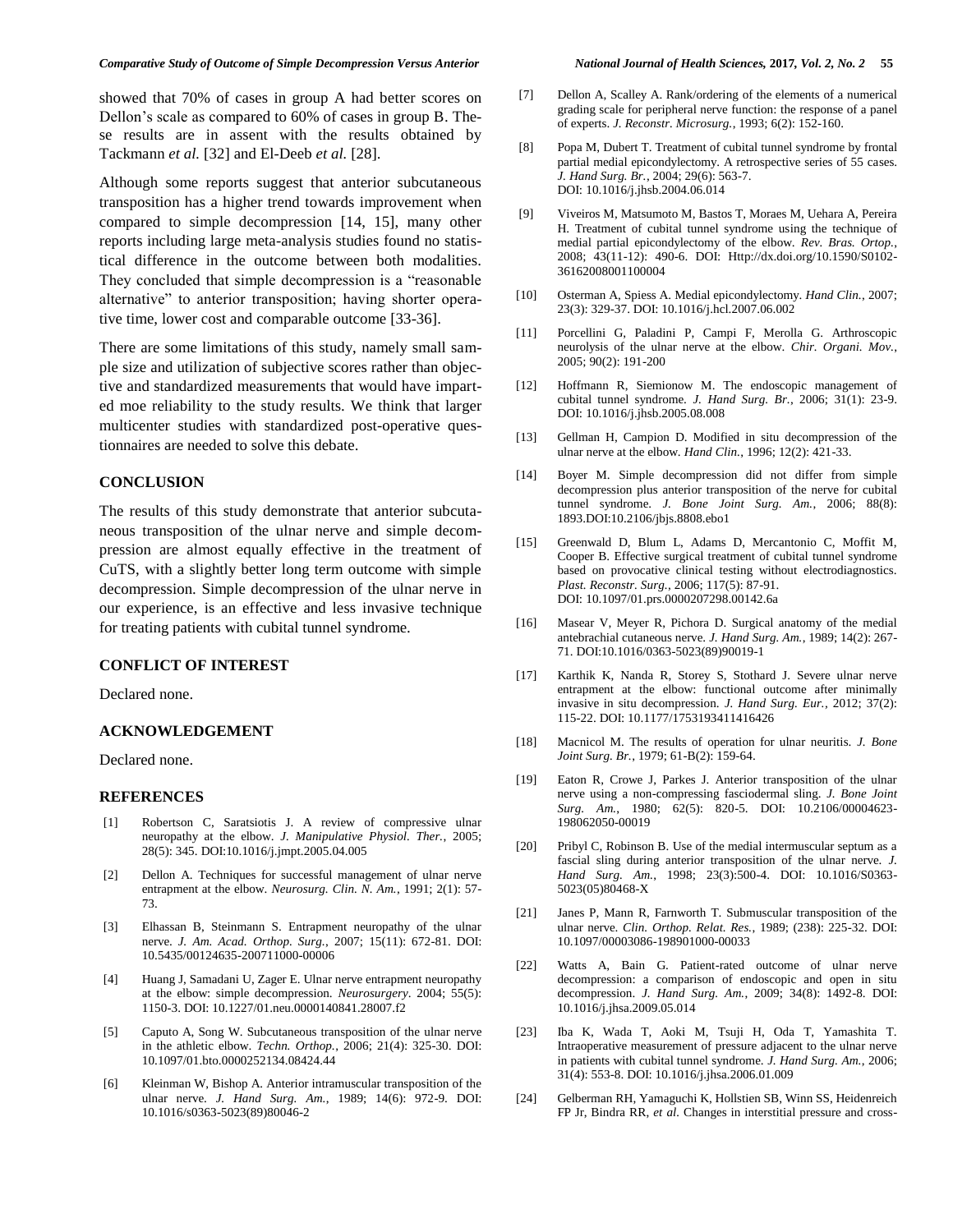showed that 70% of cases in group A had better scores on Dellon's scale as compared to 60% of cases in group B. These results are in assent with the results obtained by Tackmann *et al.* [32] and El-Deeb *et al.* [28].

Although some reports suggest that anterior subcutaneous transposition has a higher trend towards improvement when compared to simple decompression [14, 15], many other reports including large meta-analysis studies found no statistical difference in the outcome between both modalities. They concluded that simple decompression is a "reasonable alternative" to anterior transposition; having shorter operative time, lower cost and comparable outcome [33-36].

There are some limitations of this study, namely small sample size and utilization of subjective scores rather than objective and standardized measurements that would have imparted moe reliability to the study results. We think that larger multicenter studies with standardized post-operative questionnaires are needed to solve this debate.

## CONCLUSION

The results of this study demonstrate that anterior subcutaneous transposition of the ulnar nerve and simple decompression are almost equally effective in the treatment of CuTS, with a slightly better long term outcome with simple decompression. Simple decompression of the ulnar nerve in our experience, is an effective and less invasive technique for treating patients with cubital tunnel syndrome.

## CONFLICT OF INTEREST

Declared none.

## ACKNOWLEDGEMENT

Declared none.

## REFERENCES

[1] Robertson C, Saratsiotis J. A review of compressive ulnar neuropathy at the elbow. *J. Manipulative Physiol. Ther.*, 2005; 28(5): 345. DOI:10.1016/j.jmpt.2005.04.005

[2] Dellon A. Techniques for successful management of ulnar nerve entrapment at the elbow. *Neurosurg. Clin. N. Am.*, 1991; 2(1): 57-73.

[3] Elhassan B, Steinmann S. Entrapment neuropathy of the ulnar nerve. *J. Am. Acad. Orthop. Surg.*, 2007; 15(11): 672-81. DOI: 10.5435/00124635-200711000-00006

[4] Huang J, Samadani U, Zager E. Ulnar nerve entrapment neuropathy at the elbow: simple decompression. *Neurosurgery*. 2004; 55(5): 1150-3. DOI: 10.1227/01.neu.0000140841.28007.f2

[5] Caputo A, Song W. Subcutaneous transposition of the ulnar nerve in the athletic elbow. *Techn. Orthop.*, 2006; 21(4): 325-30. DOI: 10.1097/01.bto.0000252134.08424.44

[6] Kleinman W, Bishop A. Anterior intramuscular transposition of the ulnar nerve. *J. Hand Surg. Am.*, 1989; 14(6): 972-9. DOI: 10.1016/s0363-5023(89)80046-2

[7] Dellon A, Scalley A. Rank/ordering of the elements of a numerical grading scale for peripheral nerve function: the response of a panel of experts. *J. Reconstr. Microsurg.*, 1993; 6(2): 152-160.

[8] Popa M, Dubert T. Treatment of cubital tunnel syndrome by frontal partial medial epicondylectomy. A retrospective series of 55 cases. *J. Hand Surg. Br.*, 2004; 29(6): 563-7. DOI: 10.1016/j.jhsb.2004.06.014

[9] Viveiros M, Matsumoto M, Bastos T, Moraes M, Uehara A, Pereira H. Treatment of cubital tunnel syndrome using the technique of medial partial epicondylectomy of the elbow. *Rev. Bras. Ortop.*, 2008; 43(11-12): 490-6. DOI: Http://dx.doi.org/10.1590/S0102-36162008001100004

[10] Osterman A, Spiess A. Medial epicondylectomy. *Hand Clin.*, 2007; 23(3): 329-37. DOI: 10.1016/j.hcl.2007.06.002

[11] Porcellini G, Paladini P, Campi F, Merolla G. Arthroscopic neurolysis of the ulnar nerve at the elbow. *Chir. Organi. Mov.*, 2005; 90(2): 191-200

[12] Hoffmann R, Siemionow M. The endoscopic management of cubital tunnel syndrome. *J. Hand Surg. Br.*, 2006; 31(1): 23-9. DOI: 10.1016/j.jhsb.2005.08.008

[13] Gellman H, Campion D. Modified in situ decompression of the ulnar nerve at the elbow. *Hand Clin.*, 1996; 12(2): 421-33.

[14] Boyer M. Simple decompression did not differ from simple decompression plus anterior transposition of the nerve for cubital tunnel syndrome. *J. Bone Joint Surg. Am.*, 2006; 88(8): 1893.DOI:10.2106/jbjs.8808.ebo1

[15] Greenwald D, Blum L, Adams D, Mercantonio C, Moffit M, Cooper B. Effective surgical treatment of cubital tunnel syndrome based on provocative clinical testing without electrodiagnostics. *Plast. Reconstr. Surg.*, 2006; 117(5): 87-91. DOI: 10.1097/01.prs.0000207298.00142.6a

[16] Masear V, Meyer R, Pichora D. Surgical anatomy of the medial antebrachial cutaneous nerve. *J. Hand Surg. Am.*, 1989; 14(2): 267-71. DOI:10.1016/0363-5023(89)90019-1

[17] Karthik K, Nanda R, Storey S, Stothard J. Severe ulnar nerve entrapment at the elbow: functional outcome after minimally invasive in situ decompression. *J. Hand Surg. Eur.*, 2012; 37(2): 115-22. DOI: 10.1177/1753193411416426

[18] Macnicol M. The results of operation for ulnar neuritis. *J. Bone Joint Surg. Br.*, 1979; 61-B(2): 159-64.

[19] Eaton R, Crowe J, Parkes J. Anterior transposition of the ulnar nerve using a non-compressing fasciodermal sling. *J. Bone Joint Surg. Am.*, 1980; 62(5): 820-5. DOI: 10.2106/00004623-198062050-00019

[20] Pribyl C, Robinson B. Use of the medial intermuscular septum as a fascial sling during anterior transposition of the ulnar nerve. *J. Hand Surg. Am.*, 1998; 23(3):500-4. DOI: 10.1016/S0363-5023(05)80468-X

[21] Janes P, Mann R, Farnworth T. Submuscular transposition of the ulnar nerve. *Clin. Orthop. Relat. Res.*, 1989; (238): 225-32. DOI: 10.1097/00003086-198901000-00033

[22] Watts A, Bain G. Patient-rated outcome of ulnar nerve decompression: a comparison of endoscopic and open in situ decompression. *J. Hand Surg. Am.*, 2009; 34(8): 1492-8. DOI: 10.1016/j.jhsa.2009.05.014

[23] Iba K, Wada T, Aoki M, Tsuji H, Oda T, Yamashita T. Intraoperative measurement of pressure adjacent to the ulnar nerve in patients with cubital tunnel syndrome. *J. Hand Surg. Am.*, 2006; 31(4): 553-8. DOI: 10.1016/j.jhsa.2006.01.009

[24] Gelberman RH, Yamaguchi K, Hollstien SB, Winn SS, Heidenreich FP Jr, Bindra RR, *et al.* Changes in interstitial pressure and cross-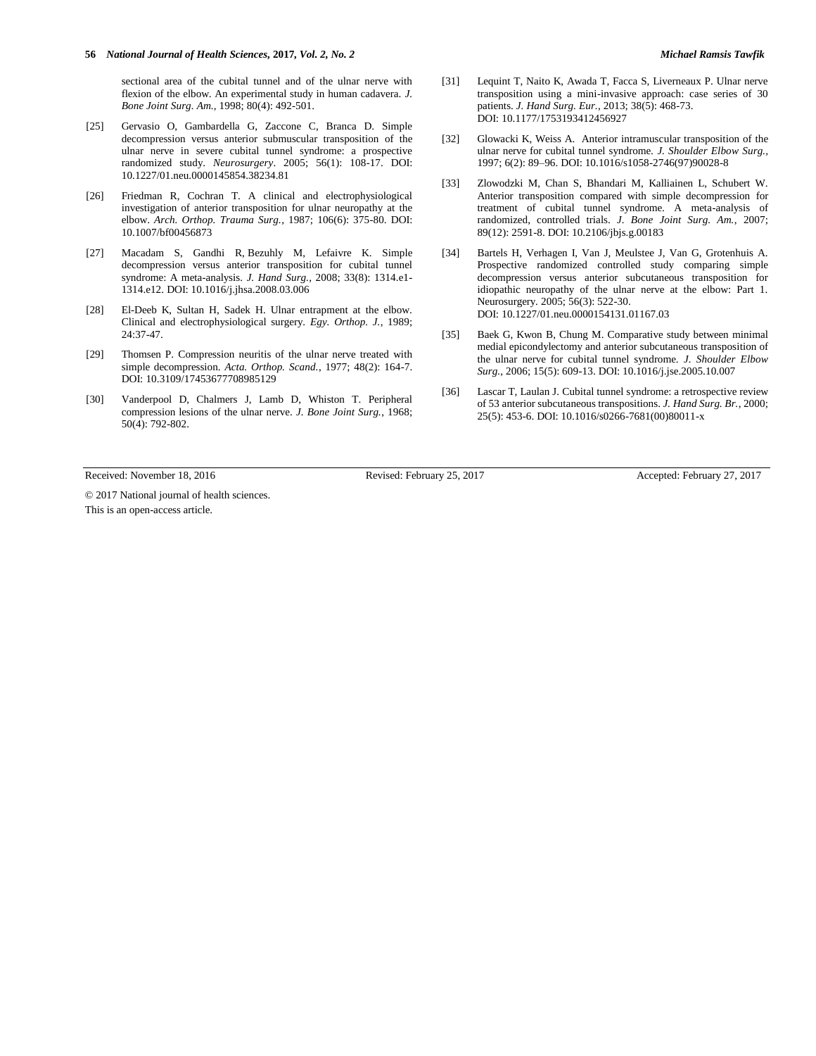sectional area of the cubital tunnel and of the ulnar nerve with flexion of the elbow. An experimental study in human cadavera. *J. Bone Joint Surg. Am.*, 1998; 80(4): 492-501.

[25] Gervasio O, Gambardella G, Zaccone C, Branca D. Simple decompression versus anterior submuscular transposition of the ulnar nerve in severe cubital tunnel syndrome: a prospective randomized study. *Neurosurgery*. 2005; 56(1): 108-17. DOI: 10.1227/01.neu.0000145854.38234.81

[26] Friedman R, Cochran T. A clinical and electrophysiological investigation of anterior transposition for ulnar neuropathy at the elbow. *Arch. Orthop. Trauma Surg.*, 1987; 106(6): 375-80. DOI: 10.1007/bf00456873

[27] Macadam S, Gandhi R, Bezuhly M, Lefaivre K. Simple decompression versus anterior transposition for cubital tunnel syndrome: A meta-analysis. *J. Hand Surg.*, 2008; 33(8): 1314.e1-1314.e12. DOI: 10.1016/j.jhsa.2008.03.006

[28] El-Deeb K, Sultan H, Sadek H. Ulnar entrapment at the elbow. Clinical and electrophysiological surgery. *Egy. Orthop. J.*, 1989; 24:37-47.

[29] Thomsen P. Compression neuritis of the ulnar nerve treated with simple decompression. *Acta. Orthop. Scand.*, 1977; 48(2): 164-7. DOI: 10.3109/17453677708985129

[30] Vanderpool D, Chalmers J, Lamb D, Whiston T. Peripheral compression lesions of the ulnar nerve. *J. Bone Joint Surg.*, 1968; 50(4): 792-802.

[31] Lequint T, Naito K, Awada T, Facca S, Liverneaux P. Ulnar nerve transposition using a mini-invasive approach: case series of 30 patients. *J. Hand Surg. Eur.*, 2013; 38(5): 468-73. DOI: 10.1177/1753193412456927

[32] Glowacki K, Weiss A. Anterior intramuscular transposition of the ulnar nerve for cubital tunnel syndrome. *J. Shoulder Elbow Surg.*, 1997; 6(2): 89–96. DOI: 10.1016/s1058-2746(97)90028-8

[33] Zlowodzki M, Chan S, Bhandari M, Kalliainen L, Schubert W. Anterior transposition compared with simple decompression for treatment of cubital tunnel syndrome. A meta-analysis of randomized, controlled trials. *J. Bone Joint Surg. Am.*, 2007; 89(12): 2591-8. DOI: 10.2106/jbjs.g.00183

[34] Bartels H, Verhagen I, Van J, Meulstee J, Van G, Grotenhuis A. Prospective randomized controlled study comparing simple decompression versus anterior subcutaneous transposition for idiopathic neuropathy of the ulnar nerve at the elbow: Part 1. Neurosurgery. 2005; 56(3): 522-30. DOI: 10.1227/01.neu.0000154131.01167.03

[35] Baek G, Kwon B, Chung M. Comparative study between minimal medial epicondylectomy and anterior subcutaneous transposition of the ulnar nerve for cubital tunnel syndrome. *J. Shoulder Elbow Surg.*, 2006; 15(5): 609-13. DOI: 10.1016/j.jse.2005.10.007

[36] Lascar T, Laulan J. Cubital tunnel syndrome: a retrospective review of 53 anterior subcutaneous transpositions. *J. Hand Surg. Br.*, 2000; 25(5): 453-6. DOI: 10.1016/s0266-7681(00)80011-x

Received: November 18, 2016    Revised: February 25, 2017    Accepted: February 27, 2017

© 2017 National journal of health sciences.

This is an open-access article.